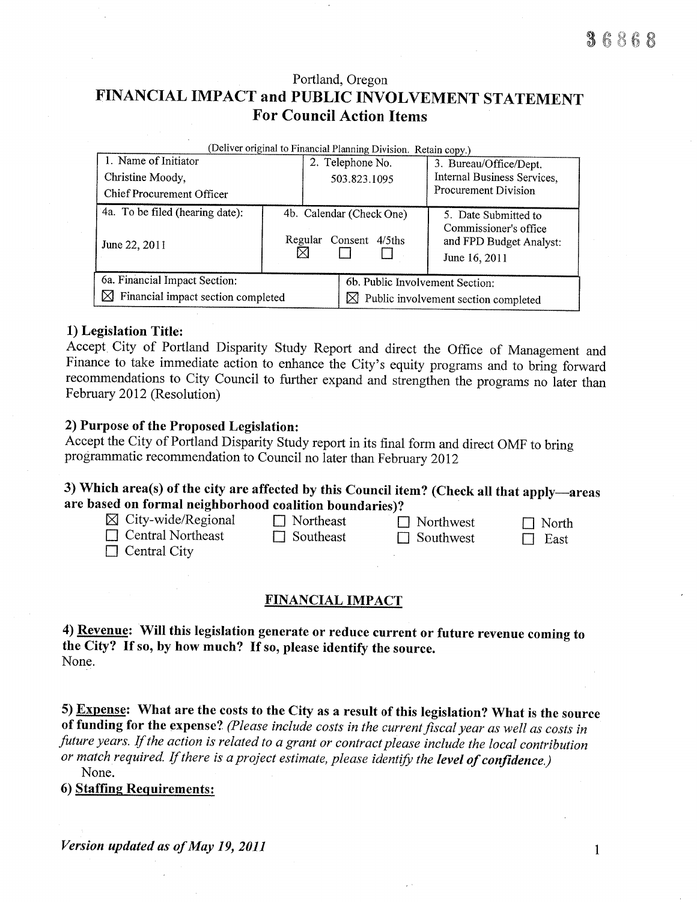36868

Portland, Oregon

# FINANCIAL IMPACT and PUBLIC INVOLVEMENT STATEMENT
## For Council Action Items

(Deliver original to Financial Planning Division. Retain copy.)

| 1. Name of Initiator | 2. Telephone No. | 3. Bureau/Office/Dept. |
|---|---|---|
| Christine Moody, Chief Procurement Officer | 503.823.1095 | Internal Business Services, Procurement Division |

| 4a. To be filed (hearing date): | 4b. Calendar (Check One) | 5. Date Submitted to Commissioner's office and FPD Budget Analyst: |
|---|---|---|
| June 22, 2011 | Regular ☒ Consent ☐ 4/5ths ☐ | June 16, 2011 |

| 6a. Financial Impact Section: | 6b. Public Involvement Section: |
|---|---|
| ☒ Financial impact section completed | ☒ Public involvement section completed |

**1) Legislation Title:**

Accept City of Portland Disparity Study Report and direct the Office of Management and Finance to take immediate action to enhance the City's equity programs and to bring forward recommendations to City Council to further expand and strengthen the programs no later than February 2012 (Resolution)

**2) Purpose of the Proposed Legislation:**

Accept the City of Portland Disparity Study report in its final form and direct OMF to bring programmatic recommendation to Council no later than February 2012

**3) Which area(s) of the city are affected by this Council item? (Check all that apply—areas are based on formal neighborhood coalition boundaries)?**

- ☒ City-wide/Regional
- ☐ Northeast
- ☐ Northwest
- ☐ North
- ☐ Central Northeast
- ☐ Southeast
- ☐ Southwest
- ☐ East
- ☐ Central City

## FINANCIAL IMPACT

**4) <u>Revenue</u>: Will this legislation generate or reduce current or future revenue coming to the City? If so, by how much? If so, please identify the source.**

None.

**5) <u>Expense</u>: What are the costs to the City as a result of this legislation? What is the source of funding for the expense?** *(Please include costs in the current fiscal year as well as costs in future years. If the action is related to a grant or contract please include the local contribution or match required. If there is a project estimate, please identify the* ***level of confidence****.)*

None.

**6) <u>Staffing Requirements</u>:**

*Version updated as of May 19, 2011*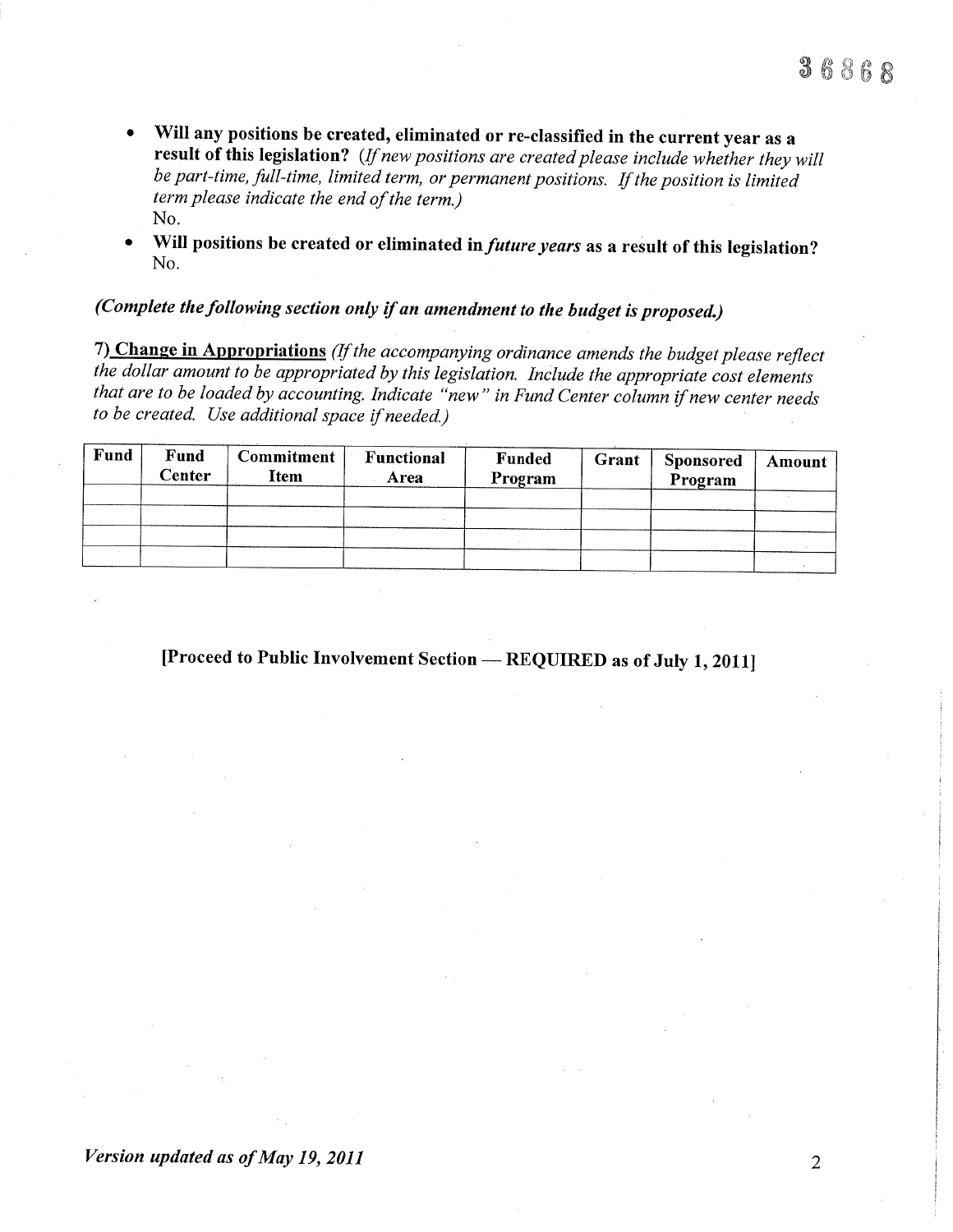36868

- **Will any positions be created, eliminated or re-classified in the current year as a result of this legislation?** *(If new positions are created please include whether they will be part-time, full-time, limited term, or permanent positions. If the position is limited term please indicate the end of the term.)*
  No.
- **Will positions be created or eliminated in *future years* as a result of this legislation?**
  No.

***(Complete the following section only if an amendment to the budget is proposed.)***

**7) Change in Appropriations** *(If the accompanying ordinance amends the budget please reflect the dollar amount to be appropriated by this legislation. Include the appropriate cost elements that are to be loaded by accounting. Indicate "new" in Fund Center column if new center needs to be created. Use additional space if needed.)*

| Fund | Fund Center | Commitment Item | Functional Area | Funded Program | Grant | Sponsored Program | Amount |
|---|---|---|---|---|---|---|---|
| | | | | | | | |
| | | | | | | | |
| | | | | | | | |
| | | | | | | | |

**[Proceed to Public Involvement Section — REQUIRED as of July 1, 2011]**

***Version updated as of May 19, 2011***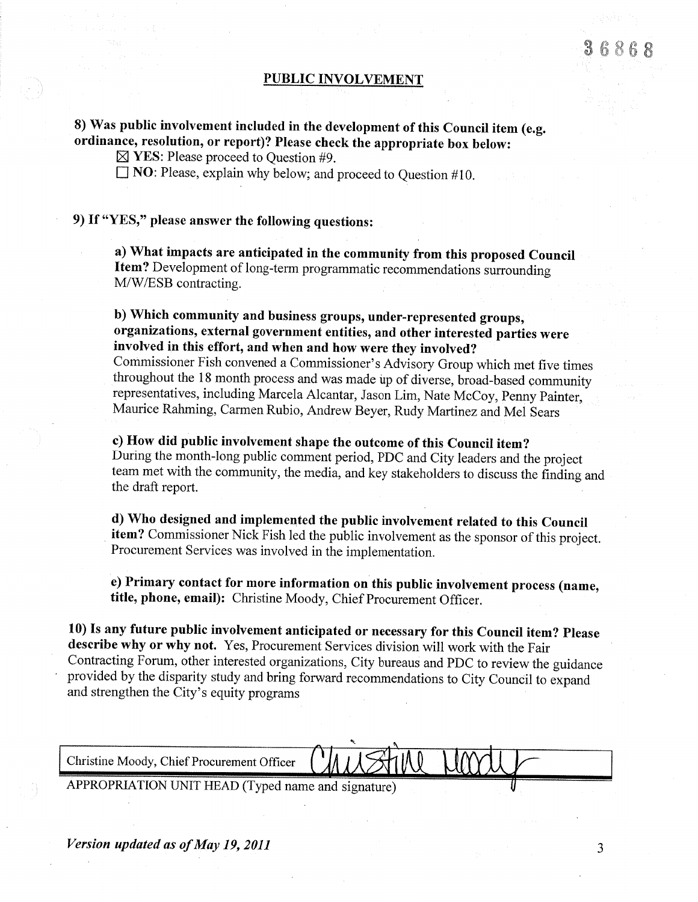36868

## PUBLIC INVOLVEMENT

**8) Was public involvement included in the development of this Council item (e.g. ordinance, resolution, or report)? Please check the appropriate box below:**

☒ **YES**: Please proceed to Question #9.

☐ **NO**: Please, explain why below; and proceed to Question #10.

**9) If "YES," please answer the following questions:**

**a) What impacts are anticipated in the community from this proposed Council Item?** Development of long-term programmatic recommendations surrounding M/W/ESB contracting.

**b) Which community and business groups, under-represented groups, organizations, external government entities, and other interested parties were involved in this effort, and when and how were they involved?**
Commissioner Fish convened a Commissioner's Advisory Group which met five times throughout the 18 month process and was made up of diverse, broad-based community representatives, including Marcela Alcantar, Jason Lim, Nate McCoy, Penny Painter, Maurice Rahming, Carmen Rubio, Andrew Beyer, Rudy Martinez and Mel Sears

**c) How did public involvement shape the outcome of this Council item?**
During the month-long public comment period, PDC and City leaders and the project team met with the community, the media, and key stakeholders to discuss the finding and the draft report.

**d) Who designed and implemented the public involvement related to this Council item?** Commissioner Nick Fish led the public involvement as the sponsor of this project. Procurement Services was involved in the implementation.

**e) Primary contact for more information on this public involvement process (name, title, phone, email):** Christine Moody, Chief Procurement Officer.

**10) Is any future public involvement anticipated or necessary for this Council item? Please describe why or why not.** Yes, Procurement Services division will work with the Fair Contracting Forum, other interested organizations, City bureaus and PDC to review the guidance provided by the disparity study and bring forward recommendations to City Council to expand and strengthen the City's equity programs

| Christine Moody, Chief Procurement Officer | Christine Moody |
|---|---|

APPROPRIATION UNIT HEAD (Typed name and signature)

*Version updated as of May 19, 2011*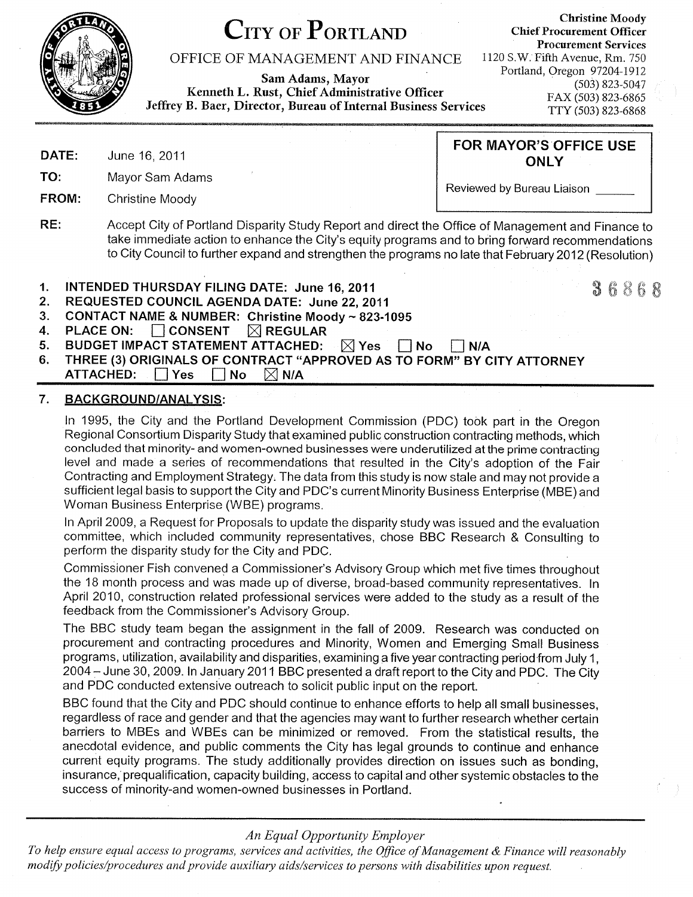# CITY OF PORTLAND

OFFICE OF MANAGEMENT AND FINANCE

**Sam Adams, Mayor**
**Kenneth L. Rust, Chief Administrative Officer**
**Jeffrey B. Baer, Director, Bureau of Internal Business Services**

**Christine Moody**
**Chief Procurement Officer**
**Procurement Services**
1120 S.W. Fifth Avenue, Rm. 750
Portland, Oregon 97204-1912
(503) 823-5047
FAX (503) 823-6865
TTY (503) 823-6868

**DATE:** June 16, 2011

**TO:** Mayor Sam Adams

**FROM:** Christine Moody

**FOR MAYOR'S OFFICE USE ONLY**

Reviewed by Bureau Liaison ______

**RE:** Accept City of Portland Disparity Study Report and direct the Office of Management and Finance to take immediate action to enhance the City's equity programs and to bring forward recommendations to City Council to further expand and strengthen the programs no late that February 2012 (Resolution)

36868

1. **INTENDED THURSDAY FILING DATE: June 16, 2011**
2. **REQUESTED COUNCIL AGENDA DATE: June 22, 2011**
3. **CONTACT NAME & NUMBER: Christine Moody ~ 823-1095**
4. **PLACE ON:** ☐ **CONSENT** ☒ **REGULAR**
5. **BUDGET IMPACT STATEMENT ATTACHED:** ☒ **Yes** ☐ **No** ☐ **N/A**
6. **THREE (3) ORIGINALS OF CONTRACT "APPROVED AS TO FORM" BY CITY ATTORNEY ATTACHED:** ☐ **Yes** ☐ **No** ☒ **N/A**

7. **BACKGROUND/ANALYSIS:**

In 1995, the City and the Portland Development Commission (PDC) took part in the Oregon Regional Consortium Disparity Study that examined public construction contracting methods, which concluded that minority- and women-owned businesses were underutilized at the prime contracting level and made a series of recommendations that resulted in the City's adoption of the Fair Contracting and Employment Strategy. The data from this study is now stale and may not provide a sufficient legal basis to support the City and PDC's current Minority Business Enterprise (MBE) and Woman Business Enterprise (WBE) programs.

In April 2009, a Request for Proposals to update the disparity study was issued and the evaluation committee, which included community representatives, chose BBC Research & Consulting to perform the disparity study for the City and PDC.

Commissioner Fish convened a Commissioner's Advisory Group which met five times throughout the 18 month process and was made up of diverse, broad-based community representatives. In April 2010, construction related professional services were added to the study as a result of the feedback from the Commissioner's Advisory Group.

The BBC study team began the assignment in the fall of 2009. Research was conducted on procurement and contracting procedures and Minority, Women and Emerging Small Business programs, utilization, availability and disparities, examining a five year contracting period from July 1, 2004 – June 30, 2009. In January 2011 BBC presented a draft report to the City and PDC. The City and PDC conducted extensive outreach to solicit public input on the report.

BBC found that the City and PDC should continue to enhance efforts to help all small businesses, regardless of race and gender and that the agencies may want to further research whether certain barriers to MBEs and WBEs can be minimized or removed. From the statistical results, the anecdotal evidence, and public comments the City has legal grounds to continue and enhance current equity programs. The study additionally provides direction on issues such as bonding, insurance, prequalification, capacity building, access to capital and other systemic obstacles to the success of minority-and women-owned businesses in Portland.

*An Equal Opportunity Employer*

*To help ensure equal access to programs, services and activities, the Office of Management & Finance will reasonably modify policies/procedures and provide auxiliary aids/services to persons with disabilities upon request.*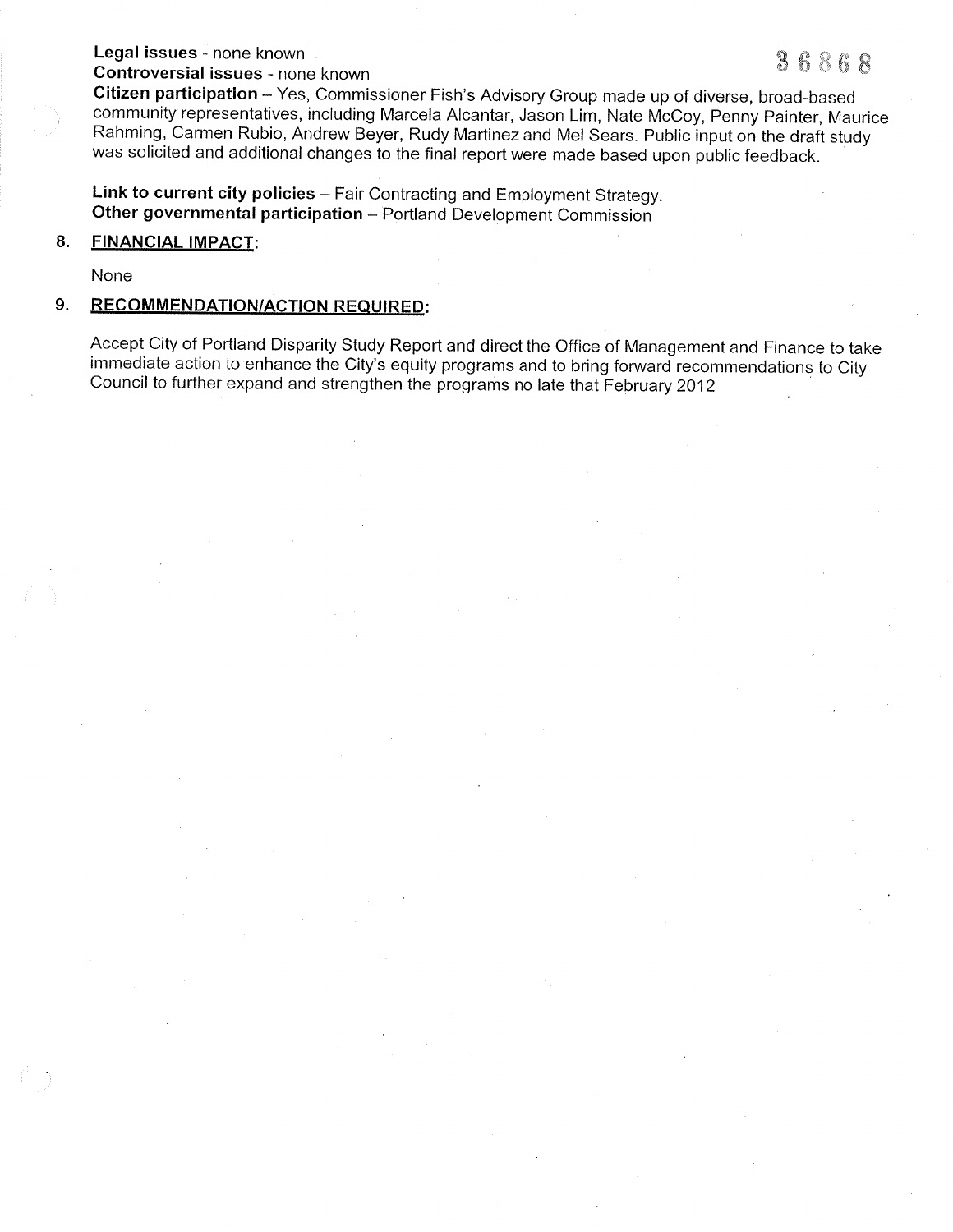**Legal issues** - none known

**Controversial issues** - none known

**Citizen participation** – Yes, Commissioner Fish's Advisory Group made up of diverse, broad-based community representatives, including Marcela Alcantar, Jason Lim, Nate McCoy, Penny Painter, Maurice Rahming, Carmen Rubio, Andrew Beyer, Rudy Martinez and Mel Sears. Public input on the draft study was solicited and additional changes to the final report were made based upon public feedback.

**Link to current city policies** – Fair Contracting and Employment Strategy.

**Other governmental participation** – Portland Development Commission

**8. FINANCIAL IMPACT:**

None

**9. RECOMMENDATION/ACTION REQUIRED:**

Accept City of Portland Disparity Study Report and direct the Office of Management and Finance to take immediate action to enhance the City's equity programs and to bring forward recommendations to City Council to further expand and strengthen the programs no late that February 2012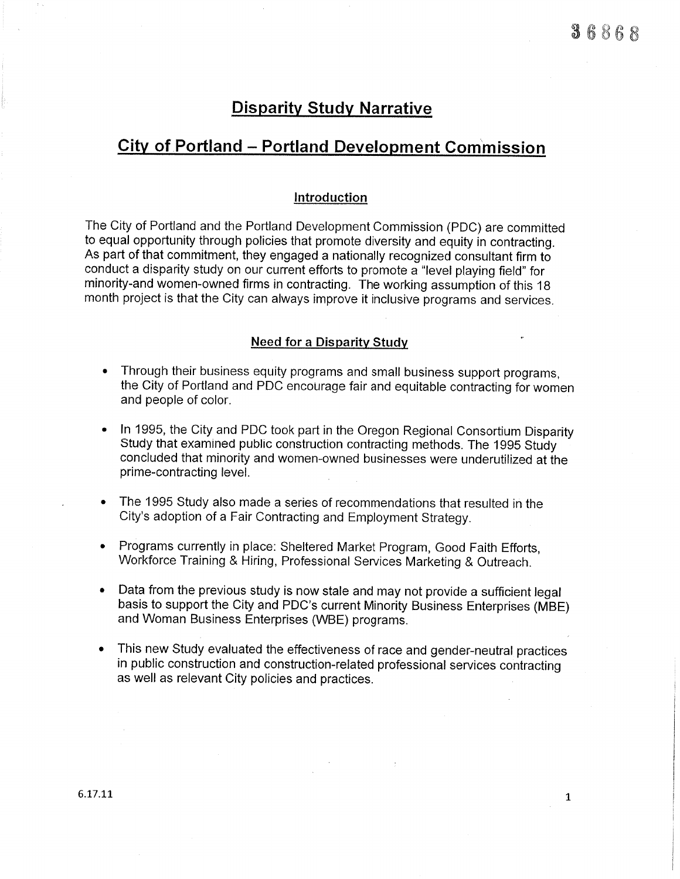# Disparity Study Narrative

# City of Portland – Portland Development Commission

## Introduction

The City of Portland and the Portland Development Commission (PDC) are committed to equal opportunity through policies that promote diversity and equity in contracting. As part of that commitment, they engaged a nationally recognized consultant firm to conduct a disparity study on our current efforts to promote a "level playing field" for minority-and women-owned firms in contracting. The working assumption of this 18 month project is that the City can always improve it inclusive programs and services.

## Need for a Disparity Study

- Through their business equity programs and small business support programs, the City of Portland and PDC encourage fair and equitable contracting for women and people of color.
- In 1995, the City and PDC took part in the Oregon Regional Consortium Disparity Study that examined public construction contracting methods. The 1995 Study concluded that minority and women-owned businesses were underutilized at the prime-contracting level.
- The 1995 Study also made a series of recommendations that resulted in the City's adoption of a Fair Contracting and Employment Strategy.
- Programs currently in place: Sheltered Market Program, Good Faith Efforts, Workforce Training & Hiring, Professional Services Marketing & Outreach.
- Data from the previous study is now stale and may not provide a sufficient legal basis to support the City and PDC's current Minority Business Enterprises (MBE) and Woman Business Enterprises (WBE) programs.
- This new Study evaluated the effectiveness of race and gender-neutral practices in public construction and construction-related professional services contracting as well as relevant City policies and practices.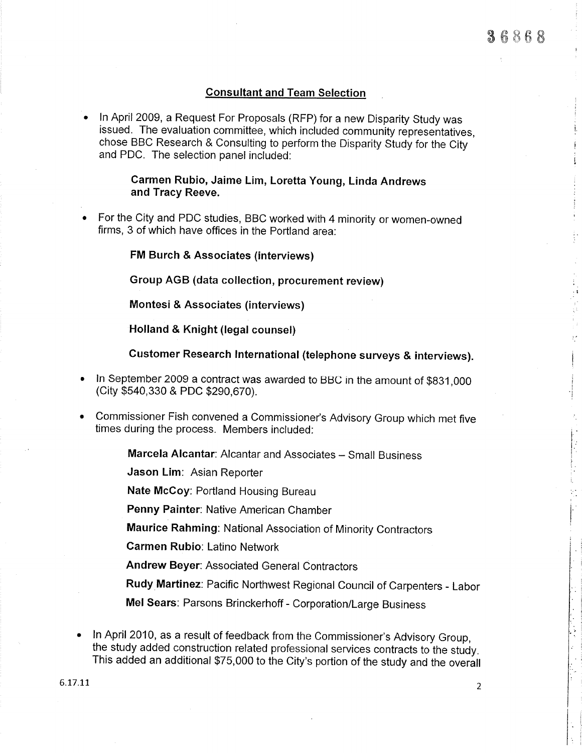## Consultant and Team Selection

- In April 2009, a Request For Proposals (RFP) for a new Disparity Study was issued. The evaluation committee, which included community representatives, chose BBC Research & Consulting to perform the Disparity Study for the City and PDC. The selection panel included:

  **Carmen Rubio, Jaime Lim, Loretta Young, Linda Andrews and Tracy Reeve.**

- For the City and PDC studies, BBC worked with 4 minority or women-owned firms, 3 of which have offices in the Portland area:

  **FM Burch & Associates (interviews)**

  **Group AGB (data collection, procurement review)**

  **Montesi & Associates (interviews)**

  **Holland & Knight (legal counsel)**

  **Customer Research International (telephone surveys & interviews).**

- In September 2009 a contract was awarded to BBC in the amount of $831,000 (City $540,330 & PDC $290,670).

- Commissioner Fish convened a Commissioner's Advisory Group which met five times during the process. Members included:

  **Marcela Alcantar**: Alcantar and Associates – Small Business

  **Jason Lim**: Asian Reporter

  **Nate McCoy**: Portland Housing Bureau

  **Penny Painter**: Native American Chamber

  **Maurice Rahming**: National Association of Minority Contractors

  **Carmen Rubio**: Latino Network

  **Andrew Beyer**: Associated General Contractors

  **Rudy Martinez**: Pacific Northwest Regional Council of Carpenters - Labor

  **Mel Sears**: Parsons Brinckerhoff - Corporation/Large Business

- In April 2010, as a result of feedback from the Commissioner's Advisory Group, the study added construction related professional services contracts to the study. This added an additional $75,000 to the City's portion of the study and the overall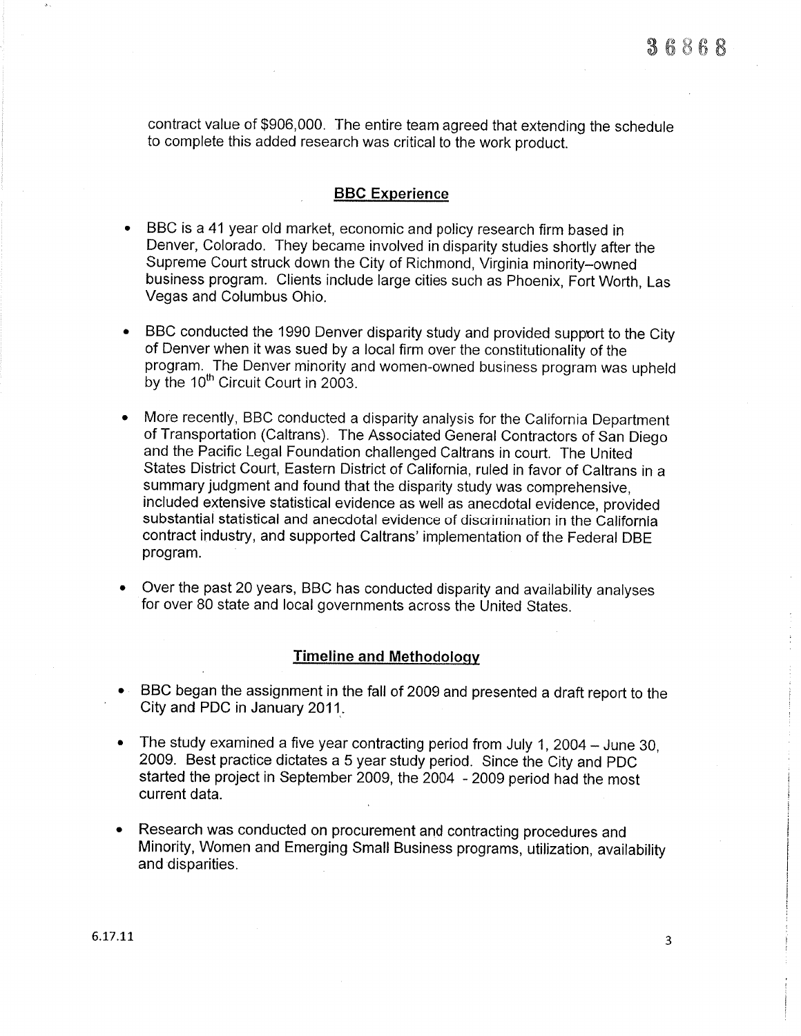contract value of $906,000. The entire team agreed that extending the schedule to complete this added research was critical to the work product.

## BBC Experience

- BBC is a 41 year old market, economic and policy research firm based in Denver, Colorado. They became involved in disparity studies shortly after the Supreme Court struck down the City of Richmond, Virginia minority–owned business program. Clients include large cities such as Phoenix, Fort Worth, Las Vegas and Columbus Ohio.

- BBC conducted the 1990 Denver disparity study and provided support to the City of Denver when it was sued by a local firm over the constitutionality of the program. The Denver minority and women-owned business program was upheld by the 10th Circuit Court in 2003.

- More recently, BBC conducted a disparity analysis for the California Department of Transportation (Caltrans). The Associated General Contractors of San Diego and the Pacific Legal Foundation challenged Caltrans in court. The United States District Court, Eastern District of California, ruled in favor of Caltrans in a summary judgment and found that the disparity study was comprehensive, included extensive statistical evidence as well as anecdotal evidence, provided substantial statistical and anecdotal evidence of discrimination in the California contract industry, and supported Caltrans' implementation of the Federal DBE program.

- Over the past 20 years, BBC has conducted disparity and availability analyses for over 80 state and local governments across the United States.

## Timeline and Methodology

- BBC began the assignment in the fall of 2009 and presented a draft report to the City and PDC in January 2011.

- The study examined a five year contracting period from July 1, 2004 – June 30, 2009. Best practice dictates a 5 year study period. Since the City and PDC started the project in September 2009, the 2004 - 2009 period had the most current data.

- Research was conducted on procurement and contracting procedures and Minority, Women and Emerging Small Business programs, utilization, availability and disparities.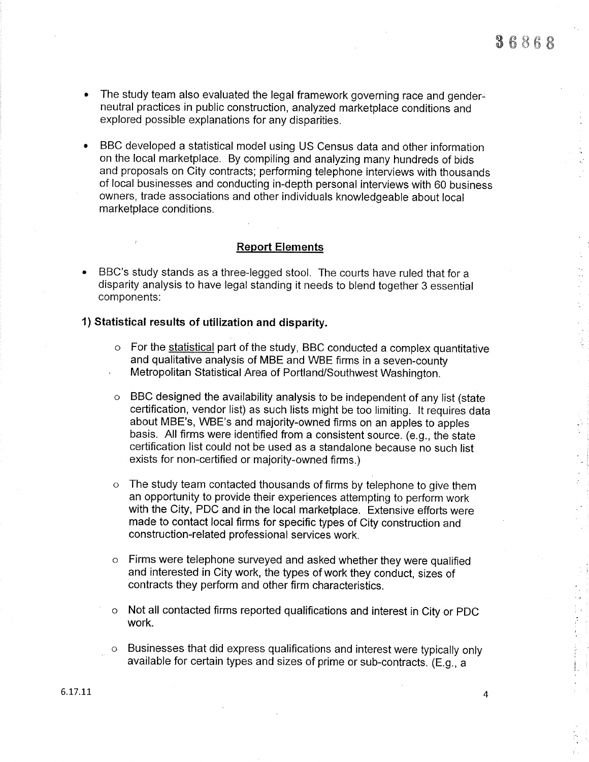- The study team also evaluated the legal framework governing race and gender-neutral practices in public construction, analyzed marketplace conditions and explored possible explanations for any disparities.

- BBC developed a statistical model using US Census data and other information on the local marketplace. By compiling and analyzing many hundreds of bids and proposals on City contracts; performing telephone interviews with thousands of local businesses and conducting in-depth personal interviews with 60 business owners, trade associations and other individuals knowledgeable about local marketplace conditions.

## Report Elements

- BBC's study stands as a three-legged stool. The courts have ruled that for a disparity analysis to have legal standing it needs to blend together 3 essential components:

**1) Statistical results of utilization and disparity.**

- For the statistical part of the study, BBC conducted a complex quantitative and qualitative analysis of MBE and WBE firms in a seven-county Metropolitan Statistical Area of Portland/Southwest Washington.

- BBC designed the availability analysis to be independent of any list (state certification, vendor list) as such lists might be too limiting. It requires data about MBE's, WBE's and majority-owned firms on an apples to apples basis. All firms were identified from a consistent source. (e.g., the state certification list could not be used as a standalone because no such list exists for non-certified or majority-owned firms.)

- The study team contacted thousands of firms by telephone to give them an opportunity to provide their experiences attempting to perform work with the City, PDC and in the local marketplace. Extensive efforts were made to contact local firms for specific types of City construction and construction-related professional services work.

- Firms were telephone surveyed and asked whether they were qualified and interested in City work, the types of work they conduct, sizes of contracts they perform and other firm characteristics.

- Not all contacted firms reported qualifications and interest in City or PDC work.

- Businesses that did express qualifications and interest were typically only available for certain types and sizes of prime or sub-contracts. (E.g., a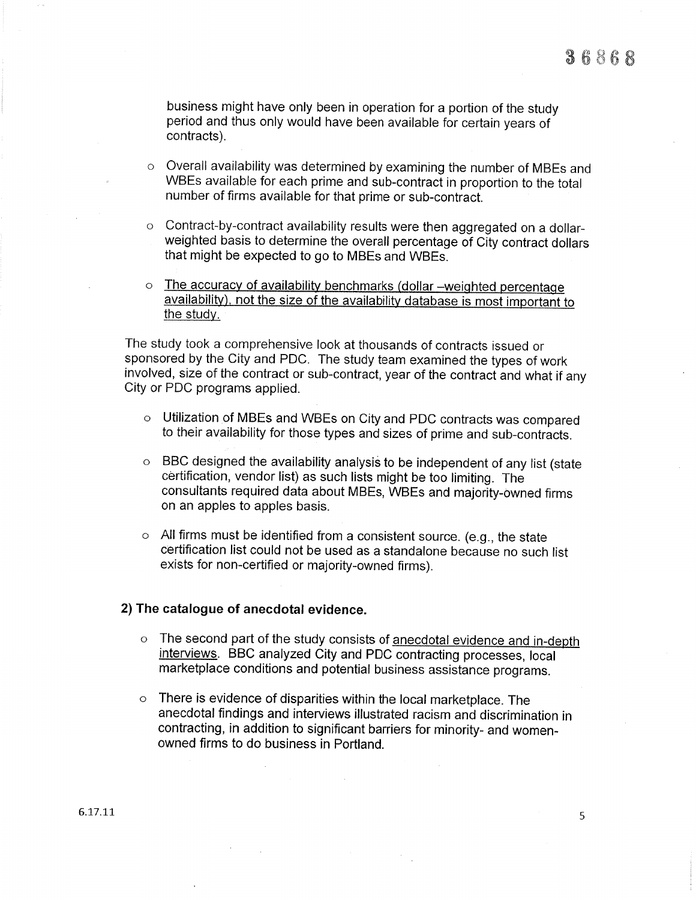business might have only been in operation for a portion of the study period and thus only would have been available for certain years of contracts).

- Overall availability was determined by examining the number of MBEs and WBEs available for each prime and sub-contract in proportion to the total number of firms available for that prime or sub-contract.

- Contract-by-contract availability results were then aggregated on a dollar-weighted basis to determine the overall percentage of City contract dollars that might be expected to go to MBEs and WBEs.

- <u>The accuracy of availability benchmarks (dollar –weighted percentage availability), not the size of the availability database is most important to the study.</u>

The study took a comprehensive look at thousands of contracts issued or sponsored by the City and PDC. The study team examined the types of work involved, size of the contract or sub-contract, year of the contract and what if any City or PDC programs applied.

- Utilization of MBEs and WBEs on City and PDC contracts was compared to their availability for those types and sizes of prime and sub-contracts.

- BBC designed the availability analysis to be independent of any list (state certification, vendor list) as such lists might be too limiting. The consultants required data about MBEs, WBEs and majority-owned firms on an apples to apples basis.

- All firms must be identified from a consistent source. (e.g., the state certification list could not be used as a standalone because no such list exists for non-certified or majority-owned firms).

**2) The catalogue of anecdotal evidence.**

- The second part of the study consists of <u>anecdotal evidence and in-depth interviews</u>. BBC analyzed City and PDC contracting processes, local marketplace conditions and potential business assistance programs.

- There is evidence of disparities within the local marketplace. The anecdotal findings and interviews illustrated racism and discrimination in contracting, in addition to significant barriers for minority- and women-owned firms to do business in Portland.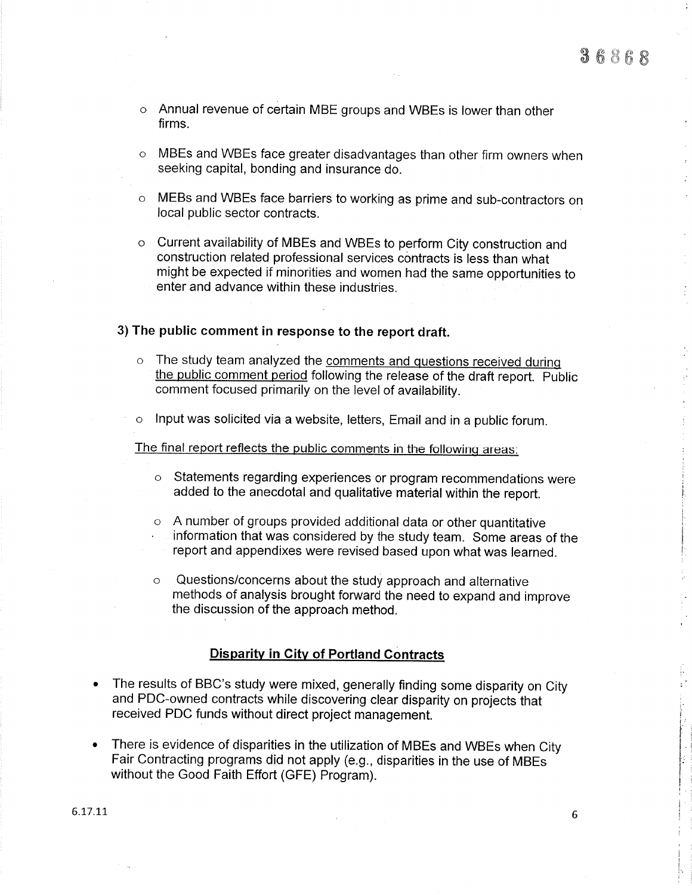- Annual revenue of certain MBE groups and WBEs is lower than other firms.
- MBEs and WBEs face greater disadvantages than other firm owners when seeking capital, bonding and insurance do.
- MEBs and WBEs face barriers to working as prime and sub-contractors on local public sector contracts.
- Current availability of MBEs and WBEs to perform City construction and construction related professional services contracts is less than what might be expected if minorities and women had the same opportunities to enter and advance within these industries.

**3) The public comment in response to the report draft.**

- The study team analyzed the comments and questions received during the public comment period following the release of the draft report. Public comment focused primarily on the level of availability.
- Input was solicited via a website, letters, Email and in a public forum.

The final report reflects the public comments in the following areas:

- Statements regarding experiences or program recommendations were added to the anecdotal and qualitative material within the report.
- A number of groups provided additional data or other quantitative information that was considered by the study team. Some areas of the report and appendixes were revised based upon what was learned.
- Questions/concerns about the study approach and alternative methods of analysis brought forward the need to expand and improve the discussion of the approach method.

## Disparity in City of Portland Contracts

- The results of BBC's study were mixed, generally finding some disparity on City and PDC-owned contracts while discovering clear disparity on projects that received PDC funds without direct project management.
- There is evidence of disparities in the utilization of MBEs and WBEs when City Fair Contracting programs did not apply (e.g., disparities in the use of MBEs without the Good Faith Effort (GFE) Program).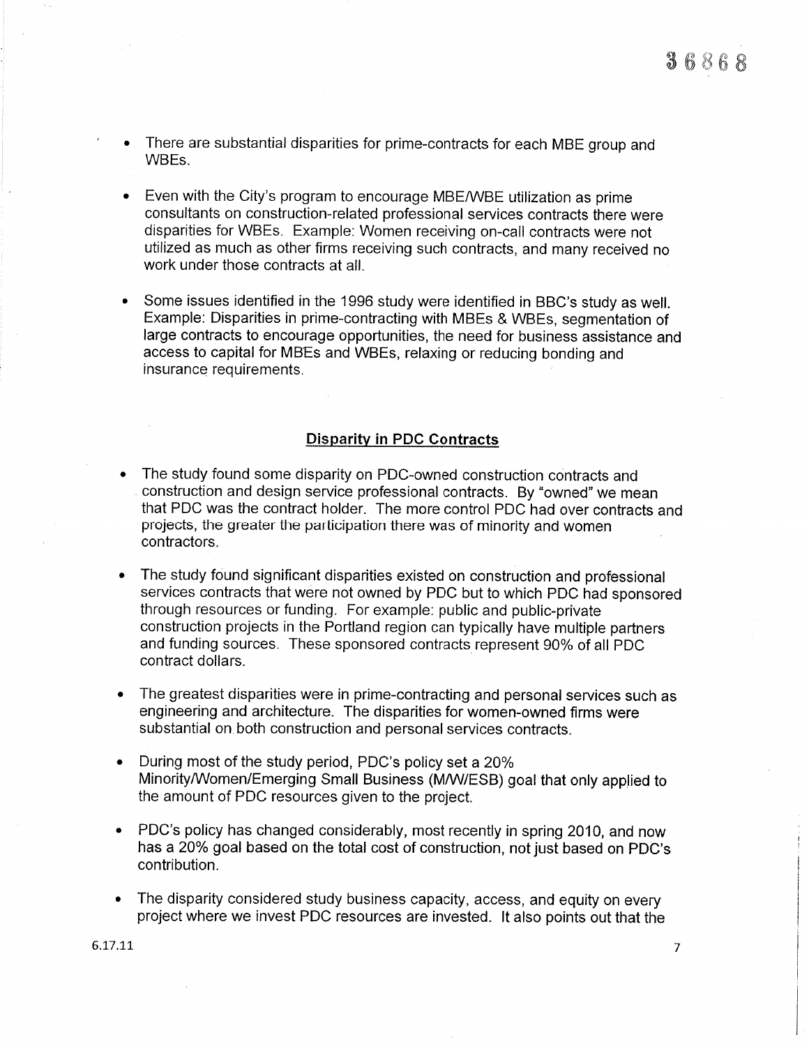- There are substantial disparities for prime-contracts for each MBE group and WBEs.

- Even with the City's program to encourage MBE/WBE utilization as prime consultants on construction-related professional services contracts there were disparities for WBEs. Example: Women receiving on-call contracts were not utilized as much as other firms receiving such contracts, and many received no work under those contracts at all.

- Some issues identified in the 1996 study were identified in BBC's study as well. Example: Disparities in prime-contracting with MBEs & WBEs, segmentation of large contracts to encourage opportunities, the need for business assistance and access to capital for MBEs and WBEs, relaxing or reducing bonding and insurance requirements.

## Disparity in PDC Contracts

- The study found some disparity on PDC-owned construction contracts and construction and design service professional contracts. By "owned" we mean that PDC was the contract holder. The more control PDC had over contracts and projects, the greater the participation there was of minority and women contractors.

- The study found significant disparities existed on construction and professional services contracts that were not owned by PDC but to which PDC had sponsored through resources or funding. For example: public and public-private construction projects in the Portland region can typically have multiple partners and funding sources. These sponsored contracts represent 90% of all PDC contract dollars.

- The greatest disparities were in prime-contracting and personal services such as engineering and architecture. The disparities for women-owned firms were substantial on both construction and personal services contracts.

- During most of the study period, PDC's policy set a 20% Minority/Women/Emerging Small Business (M/W/ESB) goal that only applied to the amount of PDC resources given to the project.

- PDC's policy has changed considerably, most recently in spring 2010, and now has a 20% goal based on the total cost of construction, not just based on PDC's contribution.

- The disparity considered study business capacity, access, and equity on every project where we invest PDC resources are invested. It also points out that the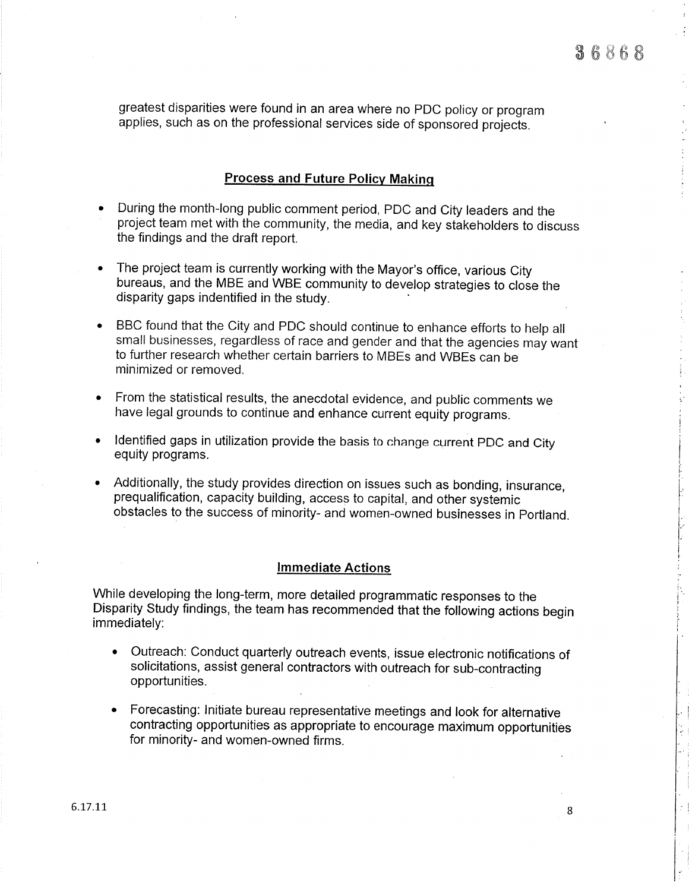greatest disparities were found in an area where no PDC policy or program applies, such as on the professional services side of sponsored projects.

## Process and Future Policy Making

- During the month-long public comment period, PDC and City leaders and the project team met with the community, the media, and key stakeholders to discuss the findings and the draft report.
- The project team is currently working with the Mayor's office, various City bureaus, and the MBE and WBE community to develop strategies to close the disparity gaps indentified in the study.
- BBC found that the City and PDC should continue to enhance efforts to help all small businesses, regardless of race and gender and that the agencies may want to further research whether certain barriers to MBEs and WBEs can be minimized or removed.
- From the statistical results, the anecdotal evidence, and public comments we have legal grounds to continue and enhance current equity programs.
- Identified gaps in utilization provide the basis to change current PDC and City equity programs.
- Additionally, the study provides direction on issues such as bonding, insurance, prequalification, capacity building, access to capital, and other systemic obstacles to the success of minority- and women-owned businesses in Portland.

## Immediate Actions

While developing the long-term, more detailed programmatic responses to the Disparity Study findings, the team has recommended that the following actions begin immediately:

- Outreach: Conduct quarterly outreach events, issue electronic notifications of solicitations, assist general contractors with outreach for sub-contracting opportunities.
- Forecasting: Initiate bureau representative meetings and look for alternative contracting opportunities as appropriate to encourage maximum opportunities for minority- and women-owned firms.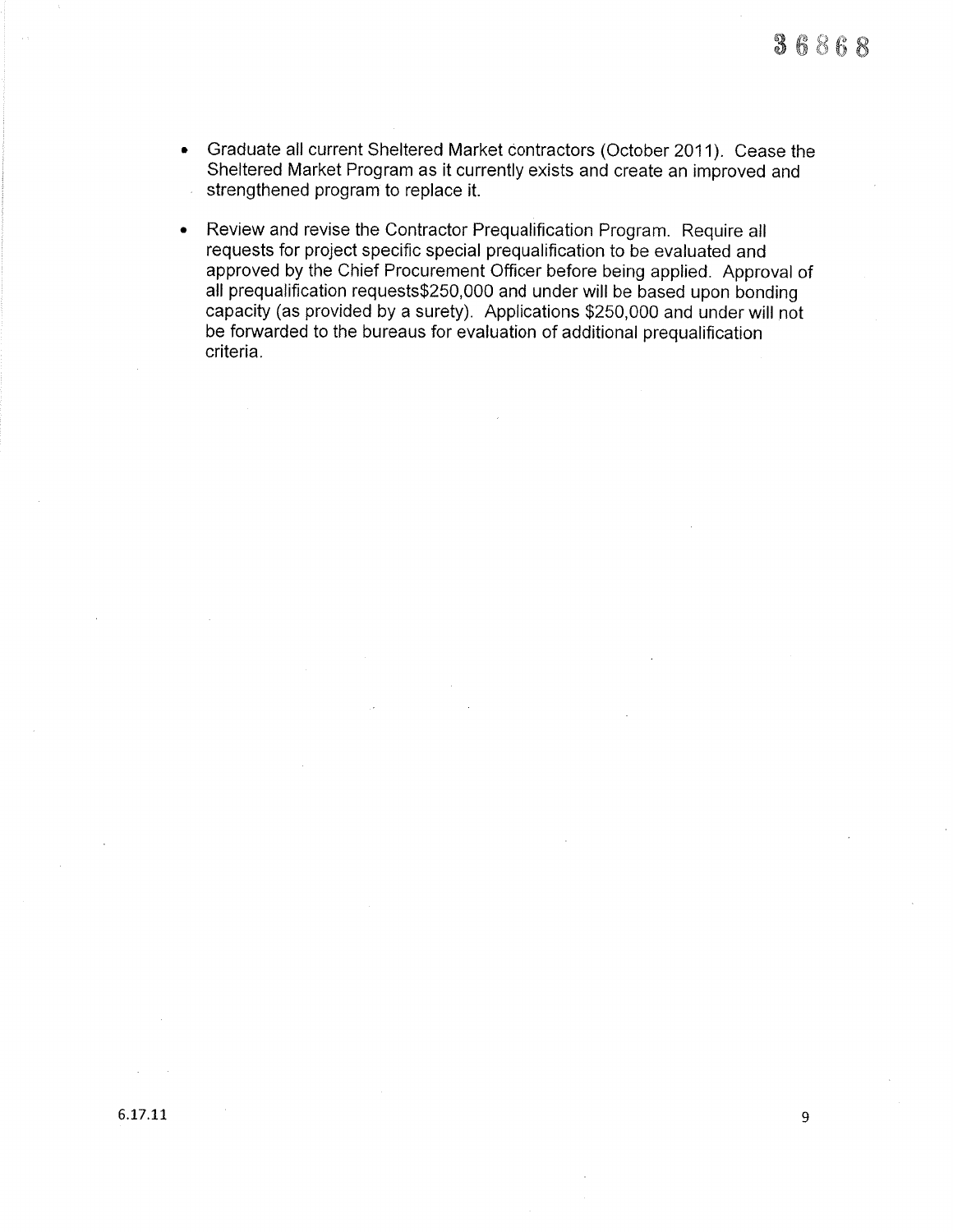- Graduate all current Sheltered Market contractors (October 2011). Cease the Sheltered Market Program as it currently exists and create an improved and strengthened program to replace it.

- Review and revise the Contractor Prequalification Program. Require all requests for project specific special prequalification to be evaluated and approved by the Chief Procurement Officer before being applied. Approval of all prequalification requests$250,000 and under will be based upon bonding capacity (as provided by a surety). Applications $250,000 and under will not be forwarded to the bureaus for evaluation of additional prequalification criteria.